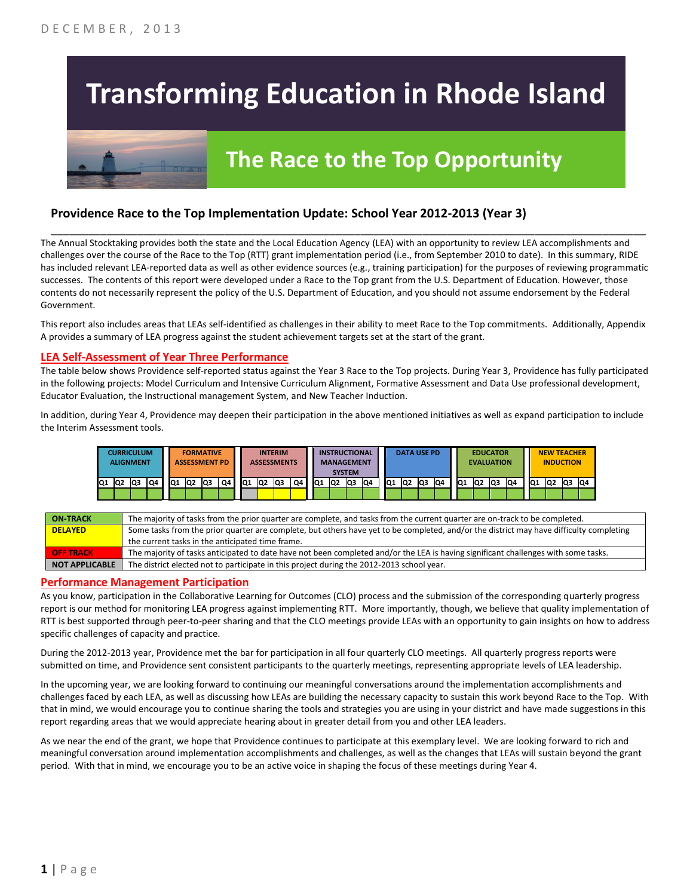DECEMBER, 2013

# Transforming Education in Rhode Island

## The Race to the Top Opportunity

### Providence Race to the Top Implementation Update: School Year 2012-2013 (Year 3)

The Annual Stocktaking provides both the state and the Local Education Agency (LEA) with an opportunity to review LEA accomplishments and challenges over the course of the Race to the Top (RTT) grant implementation period (i.e., from September 2010 to date). In this summary, RIDE has included relevant LEA-reported data as well as other evidence sources (e.g., training participation) for the purposes of reviewing programmatic successes. The contents of this report were developed under a Race to the Top grant from the U.S. Department of Education. However, those contents do not necessarily represent the policy of the U.S. Department of Education, and you should not assume endorsement by the Federal Government.

This report also includes areas that LEAs self-identified as challenges in their ability to meet Race to the Top commitments. Additionally, Appendix A provides a summary of LEA progress against the student achievement targets set at the start of the grant.

## LEA Self-Assessment of Year Three Performance

The table below shows Providence self-reported status against the Year 3 Race to the Top projects. During Year 3, Providence has fully participated in the following projects: Model Curriculum and Intensive Curriculum Alignment, Formative Assessment and Data Use professional development, Educator Evaluation, the Instructional management System, and New Teacher Induction.

In addition, during Year 4, Providence may deepen their participation in the above mentioned initiatives as well as expand participation to include the Interim Assessment tools.

| CURRICULUM ALIGNMENT | | | | FORMATIVE ASSESSMENT PD | | | | INTERIM ASSESSMENTS | | | | INSTRUCTIONAL MANAGEMENT SYSTEM | | | | DATA USE PD | | | | EDUCATOR EVALUATION | | | | NEW TEACHER INDUCTION | | | |
|---|---|---|---|---|---|---|---|---|---|---|---|---|---|---|---|---|---|---|---|---|---|---|---|---|---|---|---|
| Q1 | Q2 | Q3 | Q4 | Q1 | Q2 | Q3 | Q4 | Q1 | Q2 | Q3 | Q4 | Q1 | Q2 | Q3 | Q4 | Q1 | Q2 | Q3 | Q4 | Q1 | Q2 | Q3 | Q4 | Q1 | Q2 | Q3 | Q4 |
| On-Track | On-Track | On-Track | On-Track | On-Track | On-Track | On-Track | On-Track | Not Applicable | Delayed | Delayed | Delayed | On-Track | On-Track | On-Track | On-Track | On-Track | On-Track | On-Track | On-Track | On-Track | On-Track | On-Track | On-Track | On-Track | On-Track | On-Track | On-Track |

| | |
|---|---|
| ON-TRACK | The majority of tasks from the prior quarter are complete, and tasks from the current quarter are on-track to be completed. |
| DELAYED | Some tasks from the prior quarter are complete, but others have yet to be completed, and/or the district may have difficulty completing the current tasks in the anticipated time frame. |
| OFF TRACK | The majority of tasks anticipated to date have not been completed and/or the LEA is having significant challenges with some tasks. |
| NOT APPLICABLE | The district elected not to participate in this project during the 2012-2013 school year. |

## Performance Management Participation

As you know, participation in the Collaborative Learning for Outcomes (CLO) process and the submission of the corresponding quarterly progress report is our method for monitoring LEA progress against implementing RTT. More importantly, though, we believe that quality implementation of RTT is best supported through peer-to-peer sharing and that the CLO meetings provide LEAs with an opportunity to gain insights on how to address specific challenges of capacity and practice.

During the 2012-2013 year, Providence met the bar for participation in all four quarterly CLO meetings. All quarterly progress reports were submitted on time, and Providence sent consistent participants to the quarterly meetings, representing appropriate levels of LEA leadership.

In the upcoming year, we are looking forward to continuing our meaningful conversations around the implementation accomplishments and challenges faced by each LEA, as well as discussing how LEAs are building the necessary capacity to sustain this work beyond Race to the Top. With that in mind, we would encourage you to continue sharing the tools and strategies you are using in your district and have made suggestions in this report regarding areas that we would appreciate hearing about in greater detail from you and other LEA leaders.

As we near the end of the grant, we hope that Providence continues to participate at this exemplary level. We are looking forward to rich and meaningful conversation around implementation accomplishments and challenges, as well as the changes that LEAs will sustain beyond the grant period. With that in mind, we encourage you to be an active voice in shaping the focus of these meetings during Year 4.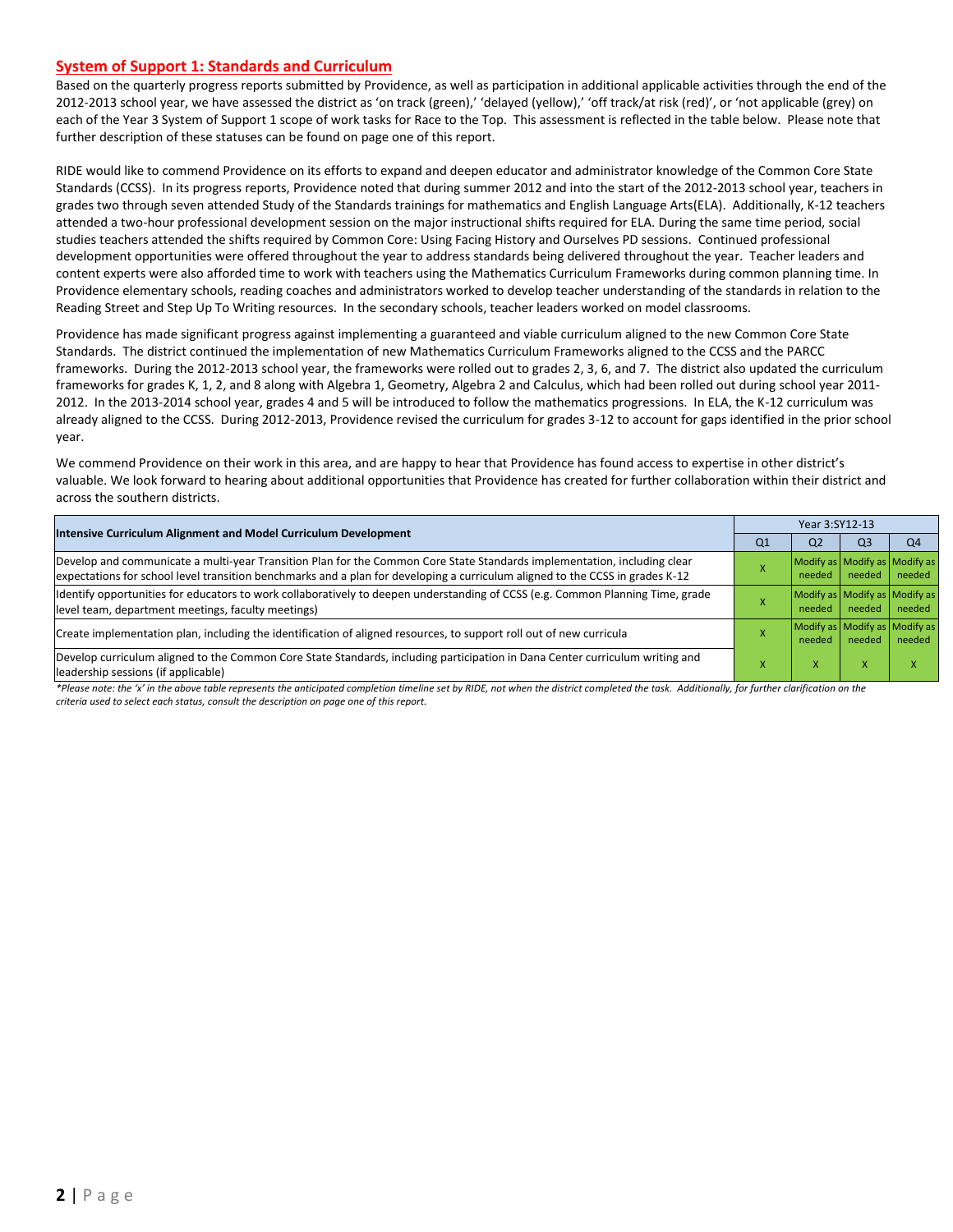## System of Support 1: Standards and Curriculum

Based on the quarterly progress reports submitted by Providence, as well as participation in additional applicable activities through the end of the 2012-2013 school year, we have assessed the district as 'on track (green),' 'delayed (yellow),' 'off track/at risk (red)', or 'not applicable (grey) on each of the Year 3 System of Support 1 scope of work tasks for Race to the Top. This assessment is reflected in the table below. Please note that further description of these statuses can be found on page one of this report.

RIDE would like to commend Providence on its efforts to expand and deepen educator and administrator knowledge of the Common Core State Standards (CCSS). In its progress reports, Providence noted that during summer 2012 and into the start of the 2012-2013 school year, teachers in grades two through seven attended Study of the Standards trainings for mathematics and English Language Arts(ELA). Additionally, K-12 teachers attended a two-hour professional development session on the major instructional shifts required for ELA. During the same time period, social studies teachers attended the shifts required by Common Core: Using Facing History and Ourselves PD sessions. Continued professional development opportunities were offered throughout the year to address standards being delivered throughout the year. Teacher leaders and content experts were also afforded time to work with teachers using the Mathematics Curriculum Frameworks during common planning time. In Providence elementary schools, reading coaches and administrators worked to develop teacher understanding of the standards in relation to the Reading Street and Step Up To Writing resources. In the secondary schools, teacher leaders worked on model classrooms.

Providence has made significant progress against implementing a guaranteed and viable curriculum aligned to the new Common Core State Standards. The district continued the implementation of new Mathematics Curriculum Frameworks aligned to the CCSS and the PARCC frameworks. During the 2012-2013 school year, the frameworks were rolled out to grades 2, 3, 6, and 7. The district also updated the curriculum frameworks for grades K, 1, 2, and 8 along with Algebra 1, Geometry, Algebra 2 and Calculus, which had been rolled out during school year 2011-2012. In the 2013-2014 school year, grades 4 and 5 will be introduced to follow the mathematics progressions. In ELA, the K-12 curriculum was already aligned to the CCSS. During 2012-2013, Providence revised the curriculum for grades 3-12 to account for gaps identified in the prior school year.

We commend Providence on their work in this area, and are happy to hear that Providence has found access to expertise in other district's valuable. We look forward to hearing about additional opportunities that Providence has created for further collaboration within their district and across the southern districts.

| Intensive Curriculum Alignment and Model Curriculum Development | Year 3:SY12-13 | | | |
|---|---|---|---|---|
| | Q1 | Q2 | Q3 | Q4 |
| Develop and communicate a multi-year Transition Plan for the Common Core State Standards implementation, including clear expectations for school level transition benchmarks and a plan for developing a curriculum aligned to the CCSS in grades K-12 | X | Modify as needed | Modify as needed | Modify as needed |
| Identify opportunities for educators to work collaboratively to deepen understanding of CCSS (e.g. Common Planning Time, grade level team, department meetings, faculty meetings) | X | Modify as needed | Modify as needed | Modify as needed |
| Create implementation plan, including the identification of aligned resources, to support roll out of new curricula | X | Modify as needed | Modify as needed | Modify as needed |
| Develop curriculum aligned to the Common Core State Standards, including participation in Dana Center curriculum writing and leadership sessions (if applicable) | X | X | X | X |

*\*Please note: the 'x' in the above table represents the anticipated completion timeline set by RIDE, not when the district completed the task. Additionally, for further clarification on the criteria used to select each status, consult the description on page one of this report.*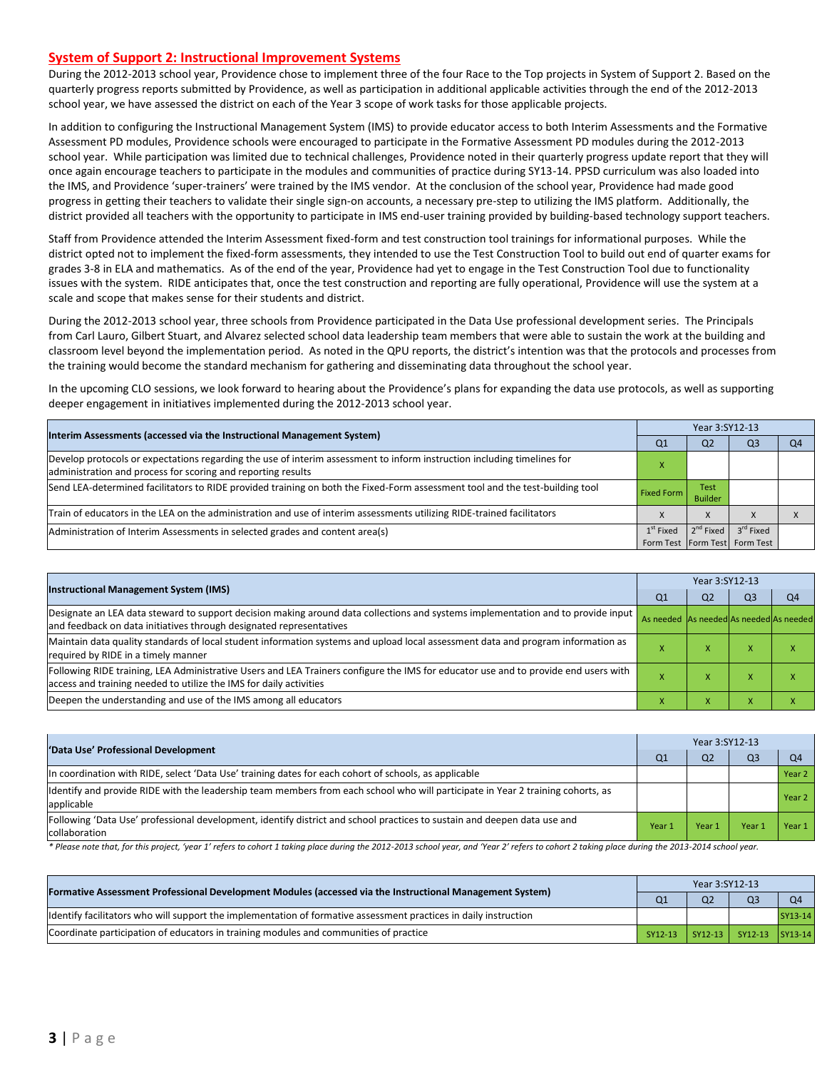## System of Support 2: Instructional Improvement Systems

During the 2012-2013 school year, Providence chose to implement three of the four Race to the Top projects in System of Support 2. Based on the quarterly progress reports submitted by Providence, as well as participation in additional applicable activities through the end of the 2012-2013 school year, we have assessed the district on each of the Year 3 scope of work tasks for those applicable projects.

In addition to configuring the Instructional Management System (IMS) to provide educator access to both Interim Assessments and the Formative Assessment PD modules, Providence schools were encouraged to participate in the Formative Assessment PD modules during the 2012-2013 school year. While participation was limited due to technical challenges, Providence noted in their quarterly progress update report that they will once again encourage teachers to participate in the modules and communities of practice during SY13-14. PPSD curriculum was also loaded into the IMS, and Providence 'super-trainers' were trained by the IMS vendor. At the conclusion of the school year, Providence had made good progress in getting their teachers to validate their single sign-on accounts, a necessary pre-step to utilizing the IMS platform. Additionally, the district provided all teachers with the opportunity to participate in IMS end-user training provided by building-based technology support teachers.

Staff from Providence attended the Interim Assessment fixed-form and test construction tool trainings for informational purposes. While the district opted not to implement the fixed-form assessments, they intended to use the Test Construction Tool to build out end of quarter exams for grades 3-8 in ELA and mathematics. As of the end of the year, Providence had yet to engage in the Test Construction Tool due to functionality issues with the system. RIDE anticipates that, once the test construction and reporting are fully operational, Providence will use the system at a scale and scope that makes sense for their students and district.

During the 2012-2013 school year, three schools from Providence participated in the Data Use professional development series. The Principals from Carl Lauro, Gilbert Stuart, and Alvarez selected school data leadership team members that were able to sustain the work at the building and classroom level beyond the implementation period. As noted in the QPU reports, the district's intention was that the protocols and processes from the training would become the standard mechanism for gathering and disseminating data throughout the school year.

In the upcoming CLO sessions, we look forward to hearing about the Providence's plans for expanding the data use protocols, as well as supporting deeper engagement in initiatives implemented during the 2012-2013 school year.

| Interim Assessments (accessed via the Instructional Management System) | Year 3:SY12-13 | | | |
|---|---|---|---|---|
| | Q1 | Q2 | Q3 | Q4 |
| Develop protocols or expectations regarding the use of interim assessment to inform instruction including timelines for administration and process for scoring and reporting results | X | | | |
| Send LEA-determined facilitators to RIDE provided training on both the Fixed-Form assessment tool and the test-building tool | Fixed Form | Test Builder | | |
| Train of educators in the LEA on the administration and use of interim assessments utilizing RIDE-trained facilitators | X | X | X | X |
| Administration of Interim Assessments in selected grades and content area(s) | 1st Fixed Form Test | 2nd Fixed Form Test | 3rd Fixed Form Test | |

| Instructional Management System (IMS) | Year 3:SY12-13 | | | |
|---|---|---|---|---|
| | Q1 | Q2 | Q3 | Q4 |
| Designate an LEA data steward to support decision making around data collections and systems implementation and to provide input and feedback on data initiatives through designated representatives | As needed | As needed | As needed | As needed |
| Maintain data quality standards of local student information systems and upload local assessment data and program information as required by RIDE in a timely manner | X | X | X | X |
| Following RIDE training, LEA Administrative Users and LEA Trainers configure the IMS for educator use and to provide end users with access and training needed to utilize the IMS for daily activities | X | X | X | X |
| Deepen the understanding and use of the IMS among all educators | X | X | X | X |

| 'Data Use' Professional Development | Year 3:SY12-13 | | | |
|---|---|---|---|---|
| | Q1 | Q2 | Q3 | Q4 |
| In coordination with RIDE, select 'Data Use' training dates for each cohort of schools, as applicable | | | | Year 2 |
| Identify and provide RIDE with the leadership team members from each school who will participate in Year 2 training cohorts, as applicable | | | | Year 2 |
| Following 'Data Use' professional development, identify district and school practices to sustain and deepen data use and collaboration | Year 1 | Year 1 | Year 1 | Year 1 |

* Please note that, for this project, 'year 1' refers to cohort 1 taking place during the 2012-2013 school year, and 'Year 2' refers to cohort 2 taking place during the 2013-2014 school year.

| Formative Assessment Professional Development Modules (accessed via the Instructional Management System) | Year 3:SY12-13 | | | |
|---|---|---|---|---|
| | Q1 | Q2 | Q3 | Q4 |
| Identify facilitators who will support the implementation of formative assessment practices in daily instruction | | | | SY13-14 |
| Coordinate participation of educators in training modules and communities of practice | SY12-13 | SY12-13 | SY12-13 | SY13-14 |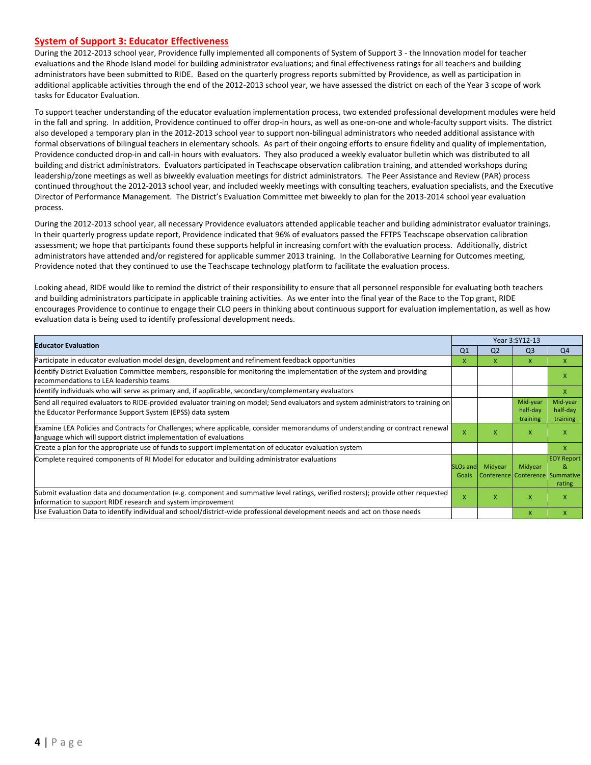## System of Support 3: Educator Effectiveness

During the 2012-2013 school year, Providence fully implemented all components of System of Support 3 - the Innovation model for teacher evaluations and the Rhode Island model for building administrator evaluations; and final effectiveness ratings for all teachers and building administrators have been submitted to RIDE. Based on the quarterly progress reports submitted by Providence, as well as participation in additional applicable activities through the end of the 2012-2013 school year, we have assessed the district on each of the Year 3 scope of work tasks for Educator Evaluation.

To support teacher understanding of the educator evaluation implementation process, two extended professional development modules were held in the fall and spring. In addition, Providence continued to offer drop-in hours, as well as one-on-one and whole-faculty support visits. The district also developed a temporary plan in the 2012-2013 school year to support non-bilingual administrators who needed additional assistance with formal observations of bilingual teachers in elementary schools. As part of their ongoing efforts to ensure fidelity and quality of implementation, Providence conducted drop-in and call-in hours with evaluators. They also produced a weekly evaluator bulletin which was distributed to all building and district administrators. Evaluators participated in Teachscape observation calibration training, and attended workshops during leadership/zone meetings as well as biweekly evaluation meetings for district administrators. The Peer Assistance and Review (PAR) process continued throughout the 2012-2013 school year, and included weekly meetings with consulting teachers, evaluation specialists, and the Executive Director of Performance Management. The District's Evaluation Committee met biweekly to plan for the 2013-2014 school year evaluation process.

During the 2012-2013 school year, all necessary Providence evaluators attended applicable teacher and building administrator evaluator trainings. In their quarterly progress update report, Providence indicated that 96% of evaluators passed the FFTPS Teachscape observation calibration assessment; we hope that participants found these supports helpful in increasing comfort with the evaluation process. Additionally, district administrators have attended and/or registered for applicable summer 2013 training. In the Collaborative Learning for Outcomes meeting, Providence noted that they continued to use the Teachscape technology platform to facilitate the evaluation process.

Looking ahead, RIDE would like to remind the district of their responsibility to ensure that all personnel responsible for evaluating both teachers and building administrators participate in applicable training activities. As we enter into the final year of the Race to the Top grant, RIDE encourages Providence to continue to engage their CLO peers in thinking about continuous support for evaluation implementation, as well as how evaluation data is being used to identify professional development needs.

| Educator Evaluation | Year 3:SY12-13 | | | |
|---|---|---|---|---|
| | Q1 | Q2 | Q3 | Q4 |
| Participate in educator evaluation model design, development and refinement feedback opportunities | x | x | x | x |
| Identify District Evaluation Committee members, responsible for monitoring the implementation of the system and providing recommendations to LEA leadership teams | | | | x |
| Identify individuals who will serve as primary and, if applicable, secondary/complementary evaluators | | | | x |
| Send all required evaluators to RIDE-provided evaluator training on model; Send evaluators and system administrators to training on the Educator Performance Support System (EPSS) data system | | | Mid-year half-day training | Mid-year half-day training |
| Examine LEA Policies and Contracts for Challenges; where applicable, consider memorandums of understanding or contract renewal language which will support district implementation of evaluations | x | x | x | x |
| Create a plan for the appropriate use of funds to support implementation of educator evaluation system | | | | x |
| Complete required components of RI Model for educator and building administrator evaluations | SLOs and Goals | Midyear Conference | Midyear Conference | EOY Report & Summative rating |
| Submit evaluation data and documentation (e.g. component and summative level ratings, verified rosters); provide other requested information to support RIDE research and system improvement | x | x | x | x |
| Use Evaluation Data to identify individual and school/district-wide professional development needs and act on those needs | | | x | x |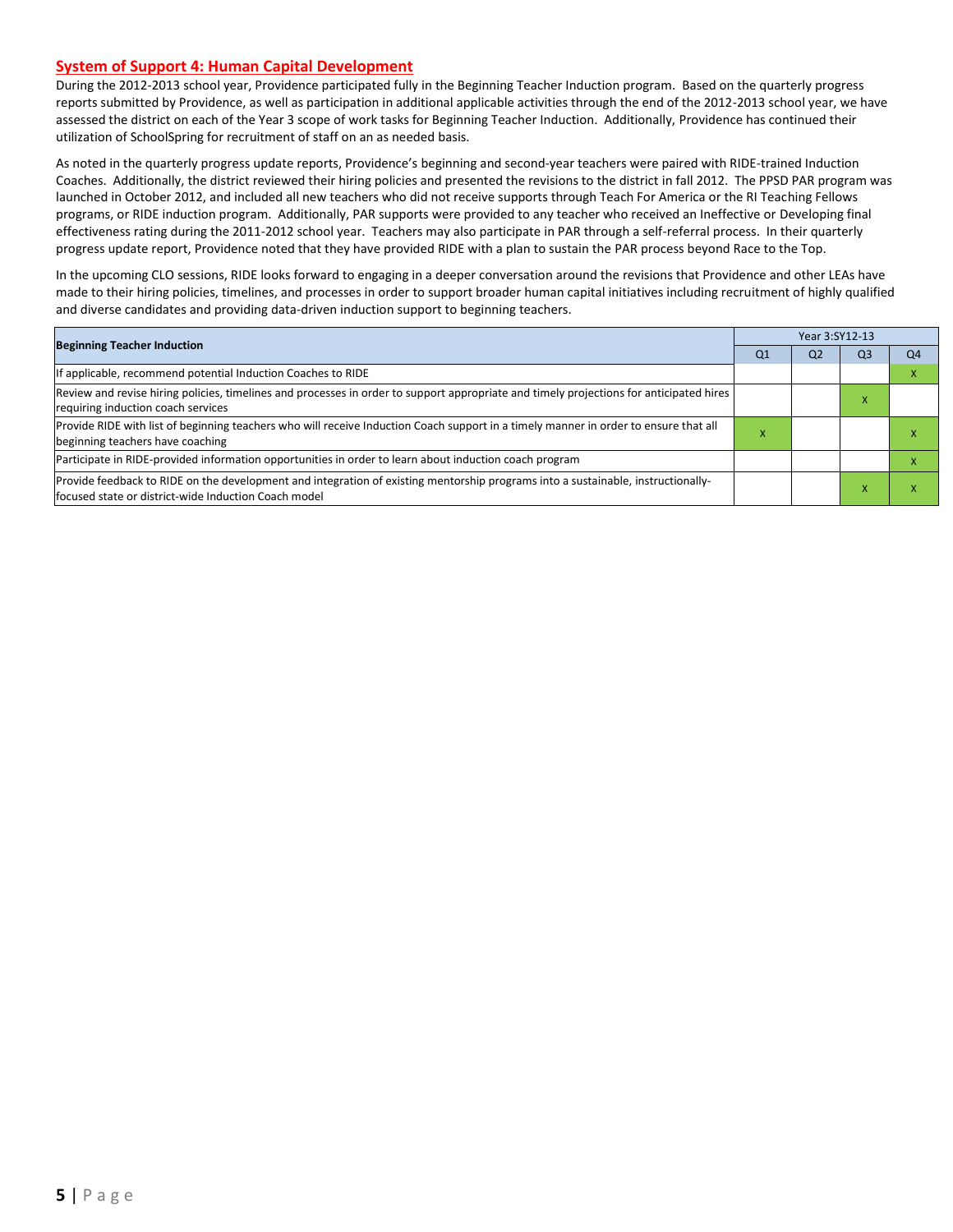## System of Support 4: Human Capital Development

During the 2012-2013 school year, Providence participated fully in the Beginning Teacher Induction program. Based on the quarterly progress reports submitted by Providence, as well as participation in additional applicable activities through the end of the 2012-2013 school year, we have assessed the district on each of the Year 3 scope of work tasks for Beginning Teacher Induction. Additionally, Providence has continued their utilization of SchoolSpring for recruitment of staff on an as needed basis.

As noted in the quarterly progress update reports, Providence's beginning and second-year teachers were paired with RIDE-trained Induction Coaches. Additionally, the district reviewed their hiring policies and presented the revisions to the district in fall 2012. The PPSD PAR program was launched in October 2012, and included all new teachers who did not receive supports through Teach For America or the RI Teaching Fellows programs, or RIDE induction program. Additionally, PAR supports were provided to any teacher who received an Ineffective or Developing final effectiveness rating during the 2011-2012 school year. Teachers may also participate in PAR through a self-referral process. In their quarterly progress update report, Providence noted that they have provided RIDE with a plan to sustain the PAR process beyond Race to the Top.

In the upcoming CLO sessions, RIDE looks forward to engaging in a deeper conversation around the revisions that Providence and other LEAs have made to their hiring policies, timelines, and processes in order to support broader human capital initiatives including recruitment of highly qualified and diverse candidates and providing data-driven induction support to beginning teachers.

| Beginning Teacher Induction | Year 3:SY12-13 | | | |
|---|---|---|---|---|
| | Q1 | Q2 | Q3 | Q4 |
| If applicable, recommend potential Induction Coaches to RIDE | | | | x |
| Review and revise hiring policies, timelines and processes in order to support appropriate and timely projections for anticipated hires requiring induction coach services | | | x | |
| Provide RIDE with list of beginning teachers who will receive Induction Coach support in a timely manner in order to ensure that all beginning teachers have coaching | x | | | x |
| Participate in RIDE-provided information opportunities in order to learn about induction coach program | | | | x |
| Provide feedback to RIDE on the development and integration of existing mentorship programs into a sustainable, instructionally-focused state or district-wide Induction Coach model | | | x | x |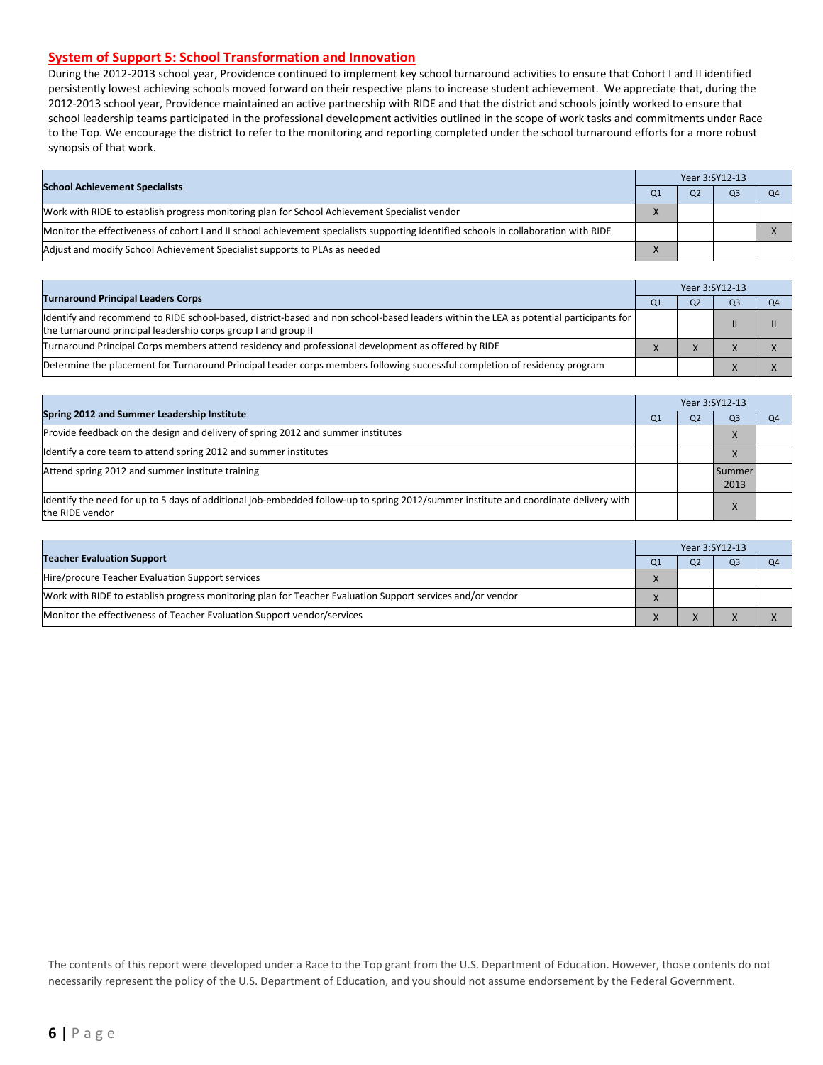## System of Support 5: School Transformation and Innovation

During the 2012-2013 school year, Providence continued to implement key school turnaround activities to ensure that Cohort I and II identified persistently lowest achieving schools moved forward on their respective plans to increase student achievement. We appreciate that, during the 2012-2013 school year, Providence maintained an active partnership with RIDE and that the district and schools jointly worked to ensure that school leadership teams participated in the professional development activities outlined in the scope of work tasks and commitments under Race to the Top. We encourage the district to refer to the monitoring and reporting completed under the school turnaround efforts for a more robust synopsis of that work.

| **School Achievement Specialists** | Year 3:SY12-13 | | | |
|---|---|---|---|---|
| | Q1 | Q2 | Q3 | Q4 |
| Work with RIDE to establish progress monitoring plan for School Achievement Specialist vendor | X | | | |
| Monitor the effectiveness of cohort I and II school achievement specialists supporting identified schools in collaboration with RIDE | | | | X |
| Adjust and modify School Achievement Specialist supports to PLAs as needed | X | | | |

| **Turnaround Principal Leaders Corps** | Year 3:SY12-13 | | | |
|---|---|---|---|---|
| | Q1 | Q2 | Q3 | Q4 |
| Identify and recommend to RIDE school-based, district-based and non school-based leaders within the LEA as potential participants for the turnaround principal leadership corps group I and group II | | | II | II |
| Turnaround Principal Corps members attend residency and professional development as offered by RIDE | X | X | X | X |
| Determine the placement for Turnaround Principal Leader corps members following successful completion of residency program | | | X | X |

| **Spring 2012 and Summer Leadership Institute** | Year 3:SY12-13 | | | |
|---|---|---|---|---|
| | Q1 | Q2 | Q3 | Q4 |
| Provide feedback on the design and delivery of spring 2012 and summer institutes | | | X | |
| Identify a core team to attend spring 2012 and summer institutes | | | X | |
| Attend spring 2012 and summer institute training | | | Summer 2013 | |
| Identify the need for up to 5 days of additional job-embedded follow-up to spring 2012/summer institute and coordinate delivery with the RIDE vendor | | | X | |

| **Teacher Evaluation Support** | Year 3:SY12-13 | | | |
|---|---|---|---|---|
| | Q1 | Q2 | Q3 | Q4 |
| Hire/procure Teacher Evaluation Support services | X | | | |
| Work with RIDE to establish progress monitoring plan for Teacher Evaluation Support services and/or vendor | X | | | |
| Monitor the effectiveness of Teacher Evaluation Support vendor/services | X | X | X | X |

The contents of this report were developed under a Race to the Top grant from the U.S. Department of Education. However, those contents do not necessarily represent the policy of the U.S. Department of Education, and you should not assume endorsement by the Federal Government.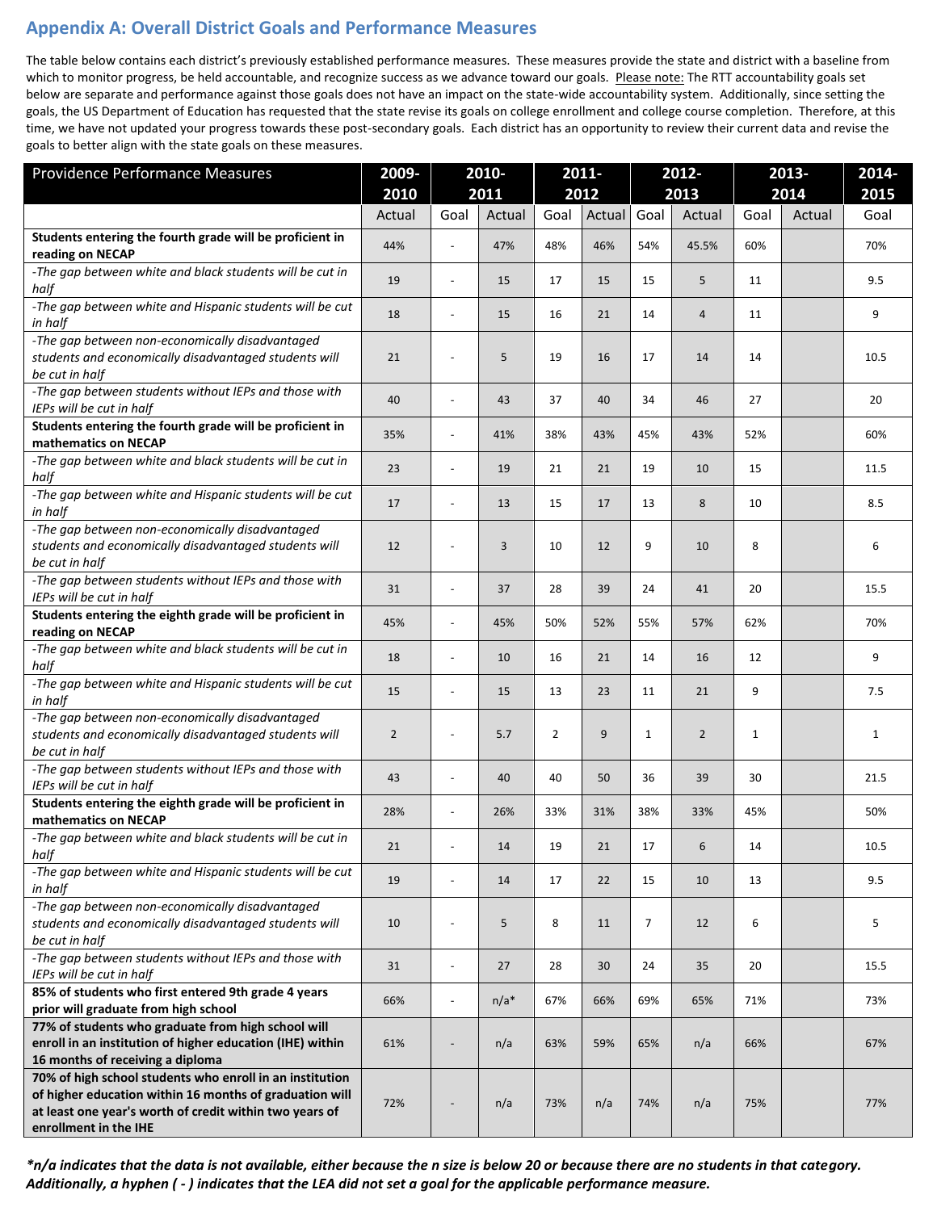## Appendix A: Overall District Goals and Performance Measures

The table below contains each district's previously established performance measures. These measures provide the state and district with a baseline from which to monitor progress, be held accountable, and recognize success as we advance toward our goals. Please note: The RTT accountability goals set below are separate and performance against those goals does not have an impact on the state-wide accountability system. Additionally, since setting the goals, the US Department of Education has requested that the state revise its goals on college enrollment and college course completion. Therefore, at this time, we have not updated your progress towards these post-secondary goals. Each district has an opportunity to review their current data and revise the goals to better align with the state goals on these measures.

| Providence Performance Measures | 2009-2010 | 2010-2011 | | 2011-2012 | | 2012-2013 | | 2013-2014 | | 2014-2015 |
|---|---|---|---|---|---|---|---|---|---|---|
| | Actual | Goal | Actual | Goal | Actual | Goal | Actual | Goal | Actual | Goal |
| **Students entering the fourth grade will be proficient in reading on NECAP** | 44% | - | 47% | 48% | 46% | 54% | 45.5% | 60% | | 70% |
| *-The gap between white and black students will be cut in half* | 19 | - | 15 | 17 | 15 | 15 | 5 | 11 | | 9.5 |
| *-The gap between white and Hispanic students will be cut in half* | 18 | - | 15 | 16 | 21 | 14 | 4 | 11 | | 9 |
| *-The gap between non-economically disadvantaged students and economically disadvantaged students will be cut in half* | 21 | - | 5 | 19 | 16 | 17 | 14 | 14 | | 10.5 |
| *-The gap between students without IEPs and those with IEPs will be cut in half* | 40 | - | 43 | 37 | 40 | 34 | 46 | 27 | | 20 |
| **Students entering the fourth grade will be proficient in mathematics on NECAP** | 35% | - | 41% | 38% | 43% | 45% | 43% | 52% | | 60% |
| *-The gap between white and black students will be cut in half* | 23 | - | 19 | 21 | 21 | 19 | 10 | 15 | | 11.5 |
| *-The gap between white and Hispanic students will be cut in half* | 17 | - | 13 | 15 | 17 | 13 | 8 | 10 | | 8.5 |
| *-The gap between non-economically disadvantaged students and economically disadvantaged students will be cut in half* | 12 | - | 3 | 10 | 12 | 9 | 10 | 8 | | 6 |
| *-The gap between students without IEPs and those with IEPs will be cut in half* | 31 | - | 37 | 28 | 39 | 24 | 41 | 20 | | 15.5 |
| **Students entering the eighth grade will be proficient in reading on NECAP** | 45% | - | 45% | 50% | 52% | 55% | 57% | 62% | | 70% |
| *-The gap between white and black students will be cut in half* | 18 | - | 10 | 16 | 21 | 14 | 16 | 12 | | 9 |
| *-The gap between white and Hispanic students will be cut in half* | 15 | - | 15 | 13 | 23 | 11 | 21 | 9 | | 7.5 |
| *-The gap between non-economically disadvantaged students and economically disadvantaged students will be cut in half* | 2 | - | 5.7 | 2 | 9 | 1 | 2 | 1 | | 1 |
| *-The gap between students without IEPs and those with IEPs will be cut in half* | 43 | - | 40 | 40 | 50 | 36 | 39 | 30 | | 21.5 |
| **Students entering the eighth grade will be proficient in mathematics on NECAP** | 28% | - | 26% | 33% | 31% | 38% | 33% | 45% | | 50% |
| *-The gap between white and black students will be cut in half* | 21 | - | 14 | 19 | 21 | 17 | 6 | 14 | | 10.5 |
| *-The gap between white and Hispanic students will be cut in half* | 19 | - | 14 | 17 | 22 | 15 | 10 | 13 | | 9.5 |
| *-The gap between non-economically disadvantaged students and economically disadvantaged students will be cut in half* | 10 | - | 5 | 8 | 11 | 7 | 12 | 6 | | 5 |
| *-The gap between students without IEPs and those with IEPs will be cut in half* | 31 | - | 27 | 28 | 30 | 24 | 35 | 20 | | 15.5 |
| **85% of students who first entered 9th grade 4 years prior will graduate from high school** | 66% | - | n/a* | 67% | 66% | 69% | 65% | 71% | | 73% |
| **77% of students who graduate from high school will enroll in an institution of higher education (IHE) within 16 months of receiving a diploma** | 61% | - | n/a | 63% | 59% | 65% | n/a | 66% | | 67% |
| **70% of high school students who enroll in an institution of higher education within 16 months of graduation will at least one year's worth of credit within two years of enrollment in the IHE** | 72% | - | n/a | 73% | n/a | 74% | n/a | 75% | | 77% |

***n/a indicates that the data is not available, either because the n size is below 20 or because there are no students in that category. Additionally, a hyphen ( - ) indicates that the LEA did not set a goal for the applicable performance measure.***